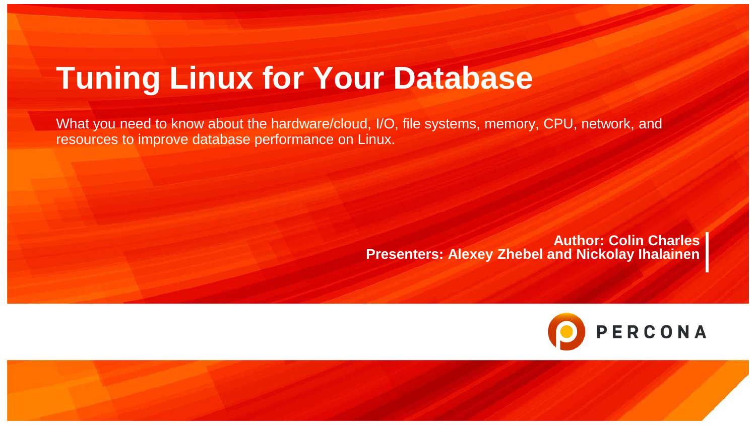# Tuning Linux for Your Database

What you need to know about the hardware/cloud, I/O, file systems, memory, CPU, network, and resources to improve database performance on Linux.

**Author: Colin Charles**
**Presenters: Alexey Zhebel and Nickolay Ihalainen**

PERCONA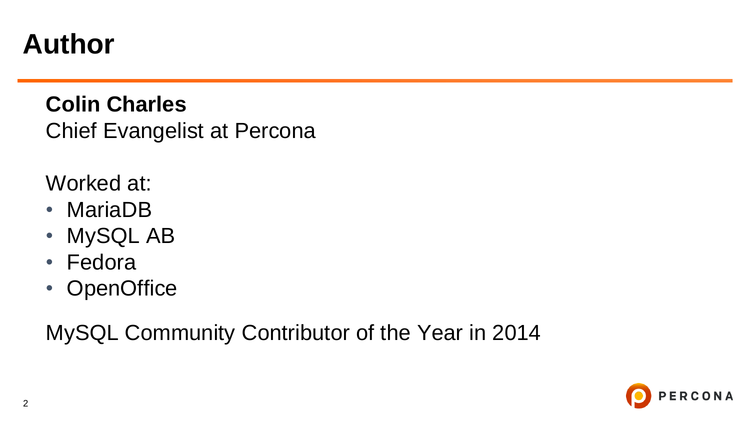# Author

**Colin Charles**
Chief Evangelist at Percona

Worked at:

- MariaDB
- MySQL AB
- Fedora
- OpenOffice

MySQL Community Contributor of the Year in 2014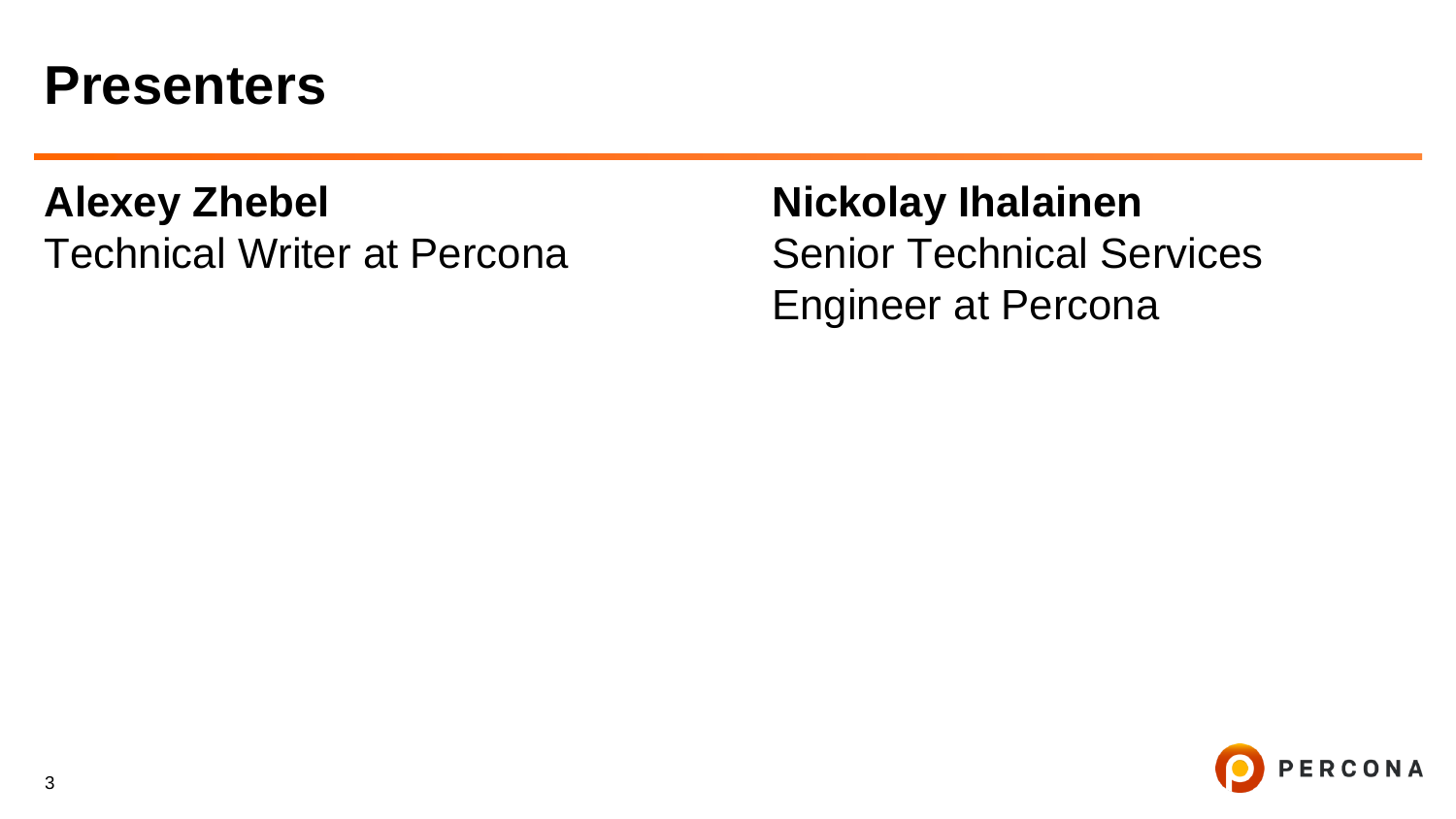# Presenters

**Alexey Zhebel**
Technical Writer at Percona

**Nickolay Ihalainen**
Senior Technical Services Engineer at Percona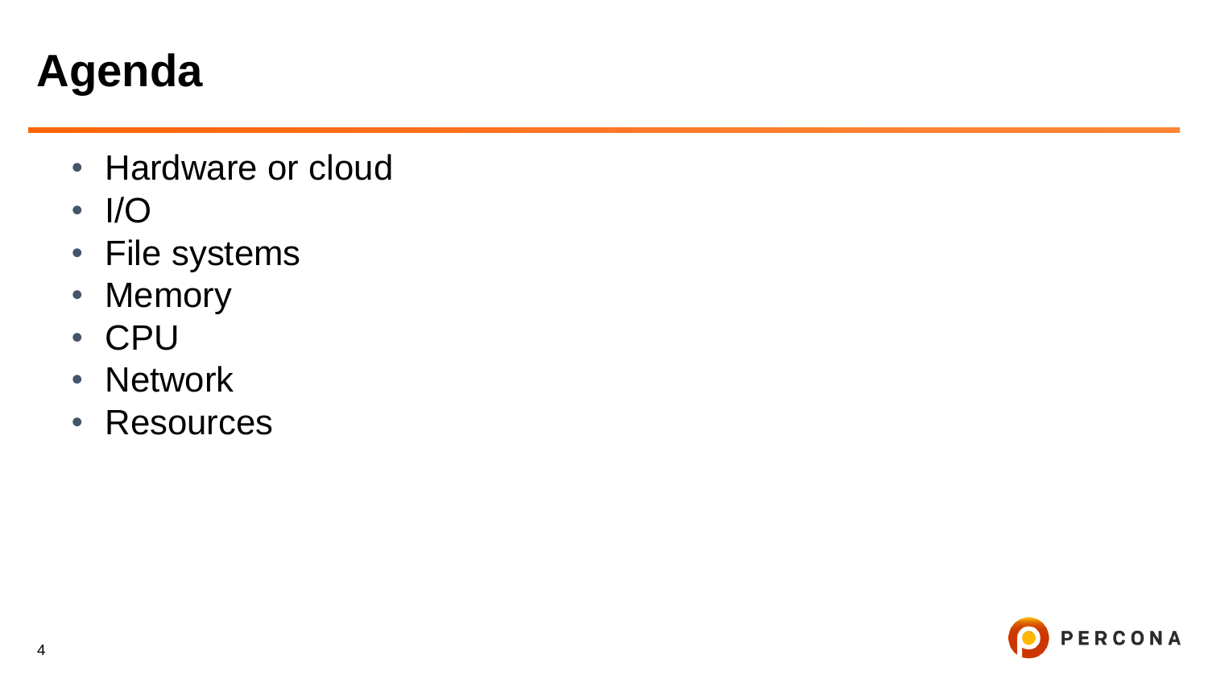# Agenda

- Hardware or cloud
- I/O
- File systems
- Memory
- CPU
- Network
- Resources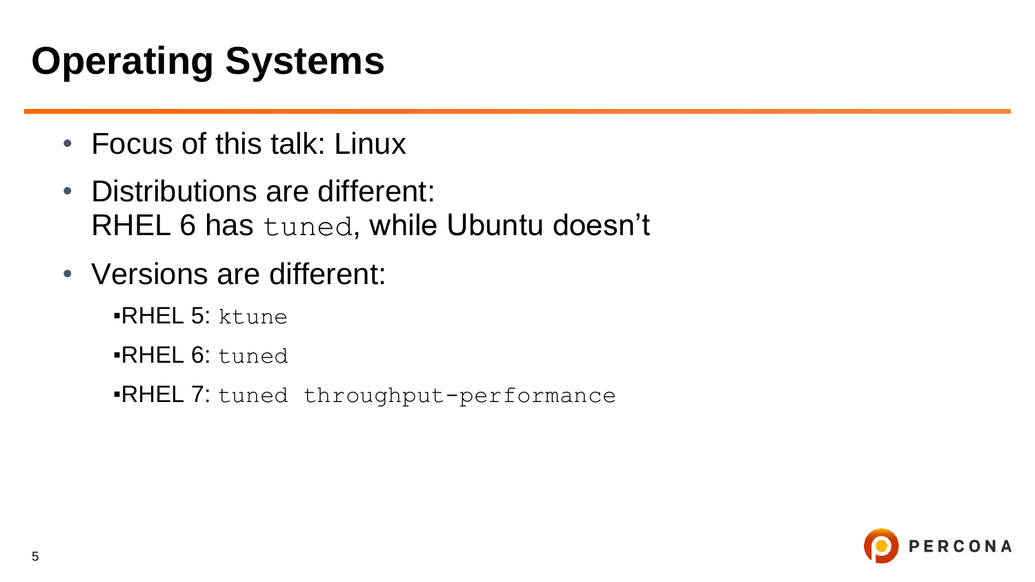# Operating Systems

- Focus of this talk: Linux
- Distributions are different:
  RHEL 6 has `tuned`, while Ubuntu doesn't
- Versions are different:
  - RHEL 5: `ktune`
  - RHEL 6: `tuned`
  - RHEL 7: `tuned throughput-performance`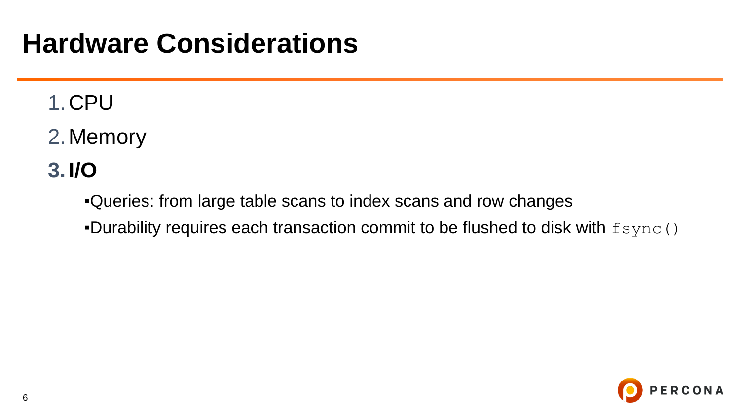# Hardware Considerations

1. CPU
2. Memory
3. **I/O**
   - Queries: from large table scans to index scans and row changes
   - Durability requires each transaction commit to be flushed to disk with `fsync()`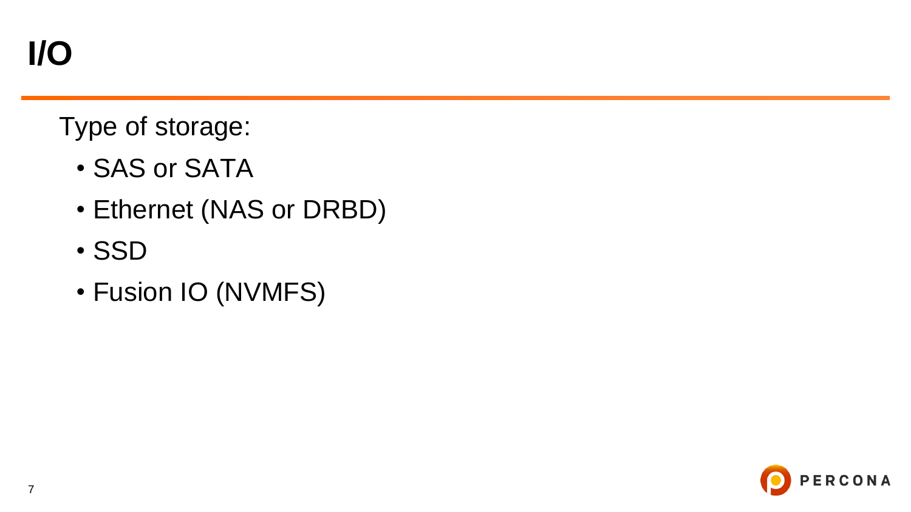# I/O

Type of storage:

- SAS or SATA
- Ethernet (NAS or DRBD)
- SSD
- Fusion IO (NVMFS)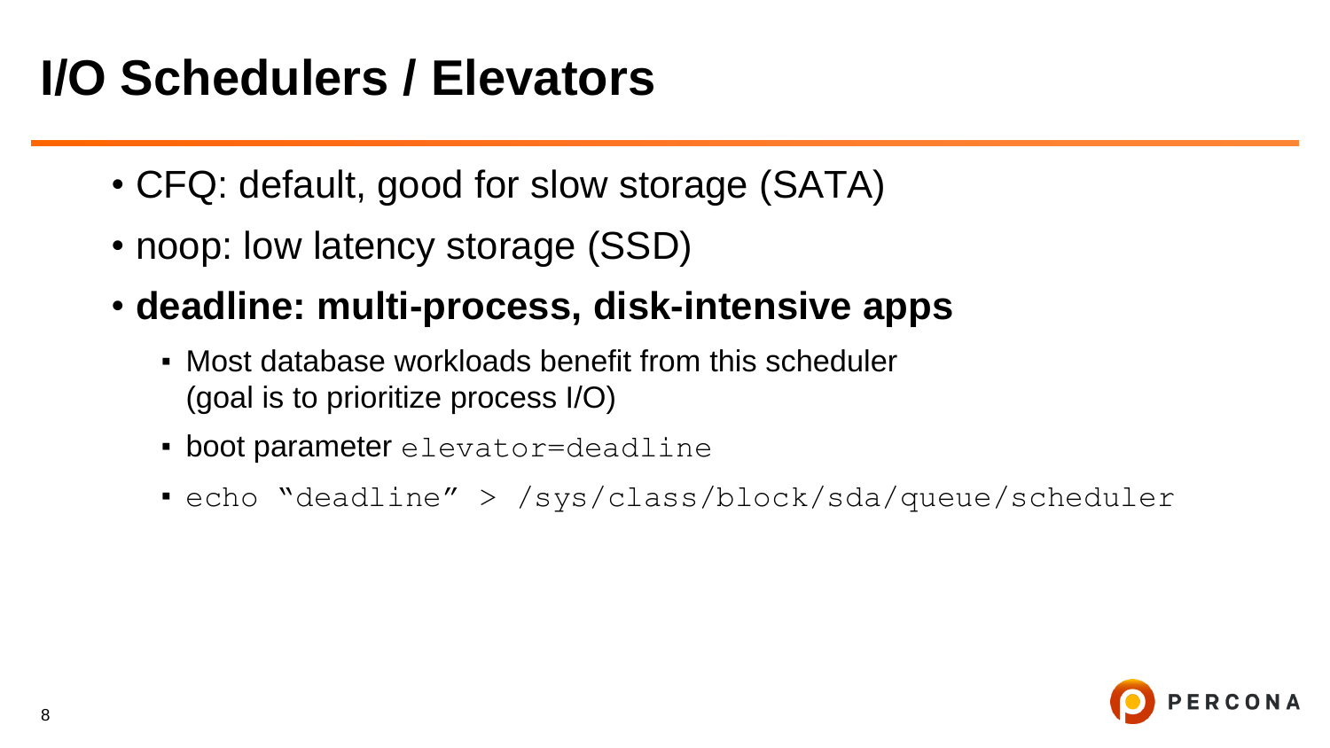# I/O Schedulers / Elevators

- CFQ: default, good for slow storage (SATA)
- noop: low latency storage (SSD)
- **deadline: multi-process, disk-intensive apps**
  - Most database workloads benefit from this scheduler (goal is to prioritize process I/O)
  - boot parameter `elevator=deadline`
  - `echo “deadline” > /sys/class/block/sda/queue/scheduler`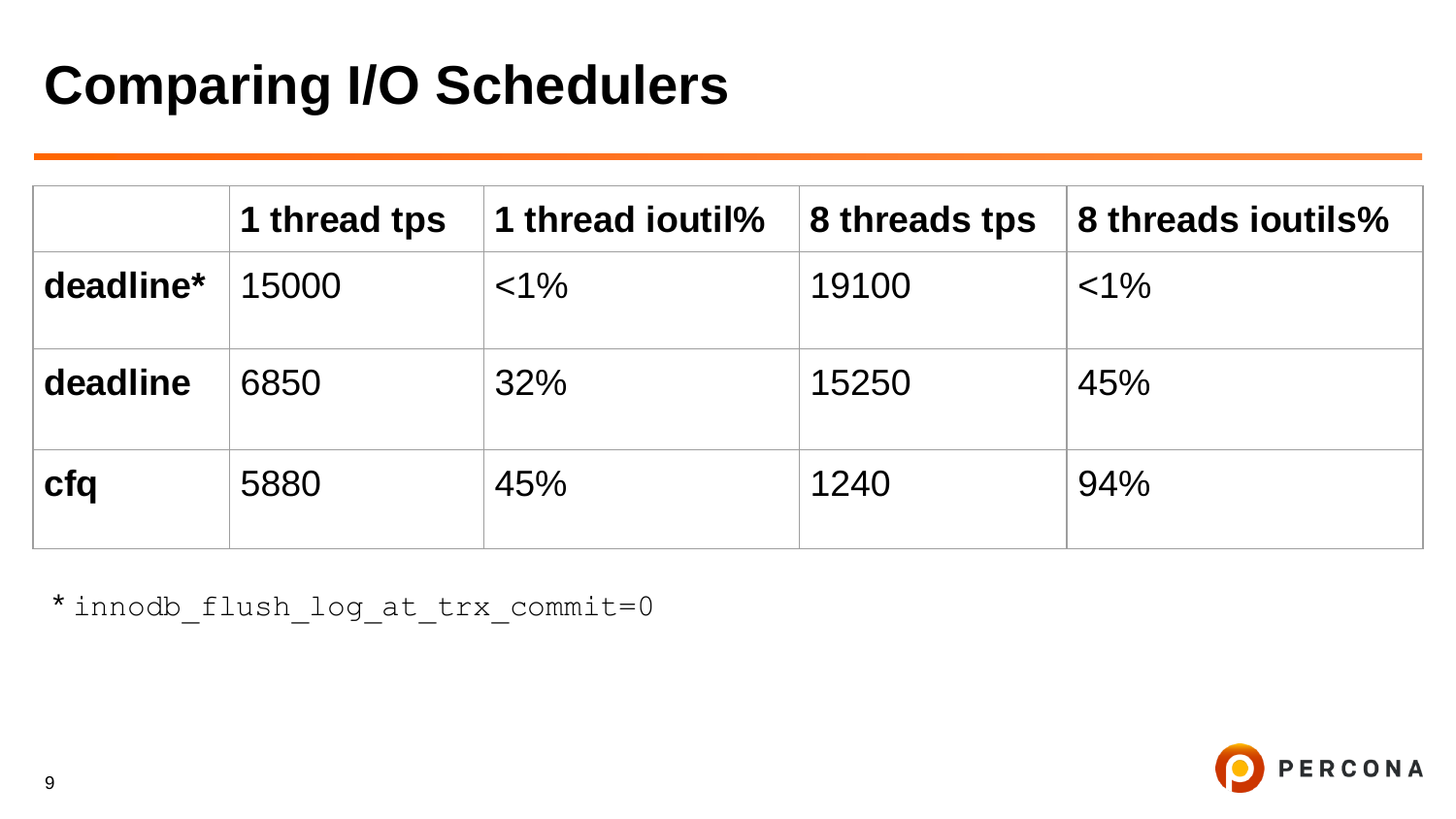# Comparing I/O Schedulers

| | 1 thread tps | 1 thread ioutil% | 8 threads tps | 8 threads ioutils% |
|---|---|---|---|---|
| **deadline*** | 15000 | <1% | 19100 | <1% |
| **deadline** | 6850 | 32% | 15250 | 45% |
| **cfq** | 5880 | 45% | 1240 | 94% |

* `innodb_flush_log_at_trx_commit=0`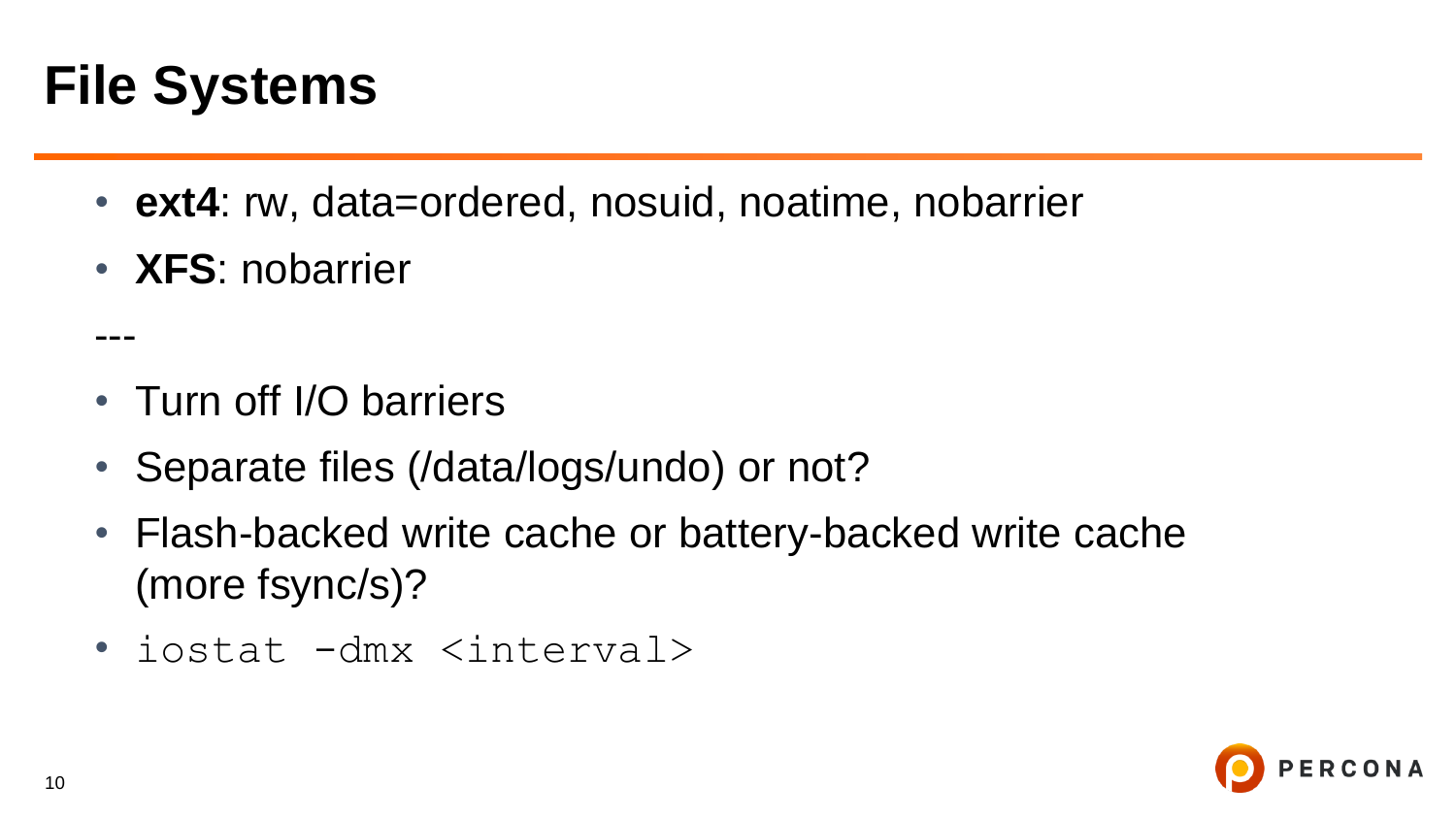# File Systems

- **ext4**: rw, data=ordered, nosuid, noatime, nobarrier
- **XFS**: nobarrier

---

- Turn off I/O barriers
- Separate files (/data/logs/undo) or not?
- Flash-backed write cache or battery-backed write cache (more fsync/s)?
- `iostat -dmx <interval>`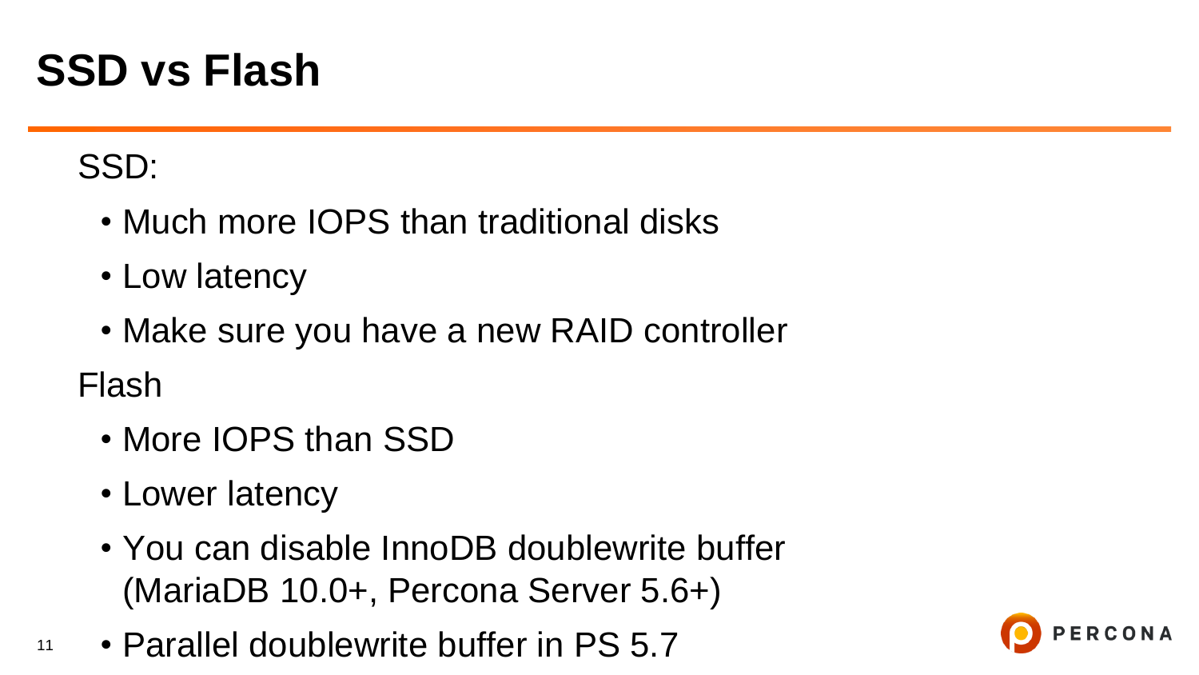# SSD vs Flash

SSD:

- Much more IOPS than traditional disks
- Low latency
- Make sure you have a new RAID controller

Flash

- More IOPS than SSD
- Lower latency
- You can disable InnoDB doublewrite buffer (MariaDB 10.0+, Percona Server 5.6+)
- Parallel doublewrite buffer in PS 5.7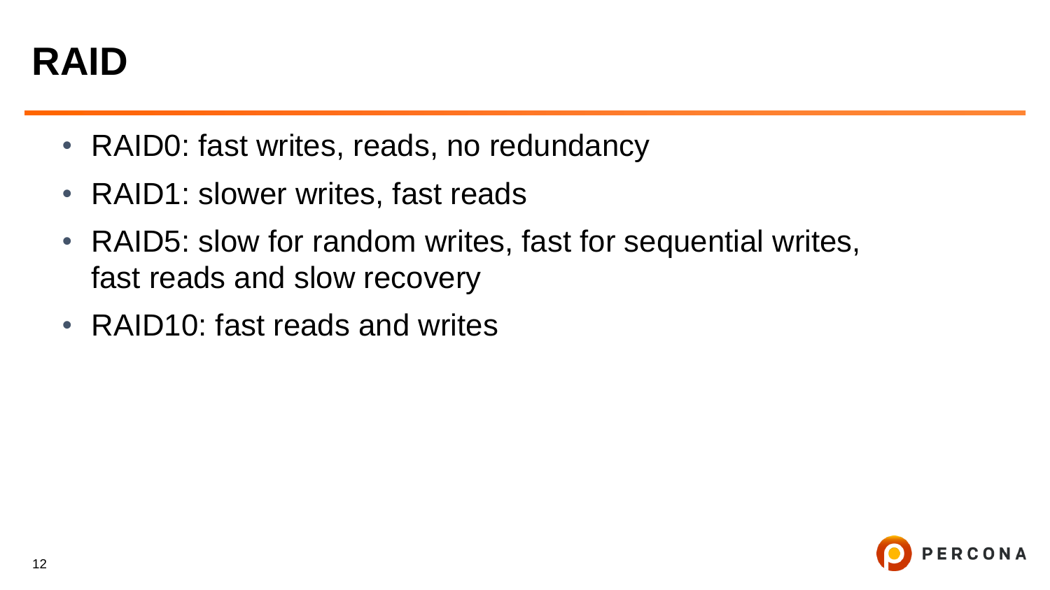# RAID

- RAID0: fast writes, reads, no redundancy
- RAID1: slower writes, fast reads
- RAID5: slow for random writes, fast for sequential writes, fast reads and slow recovery
- RAID10: fast reads and writes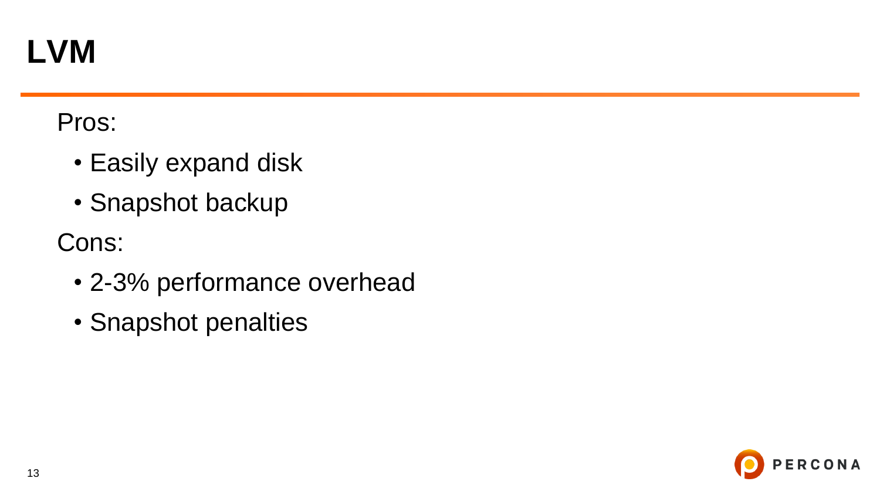# LVM

Pros:

- Easily expand disk
- Snapshot backup

Cons:

- 2-3% performance overhead
- Snapshot penalties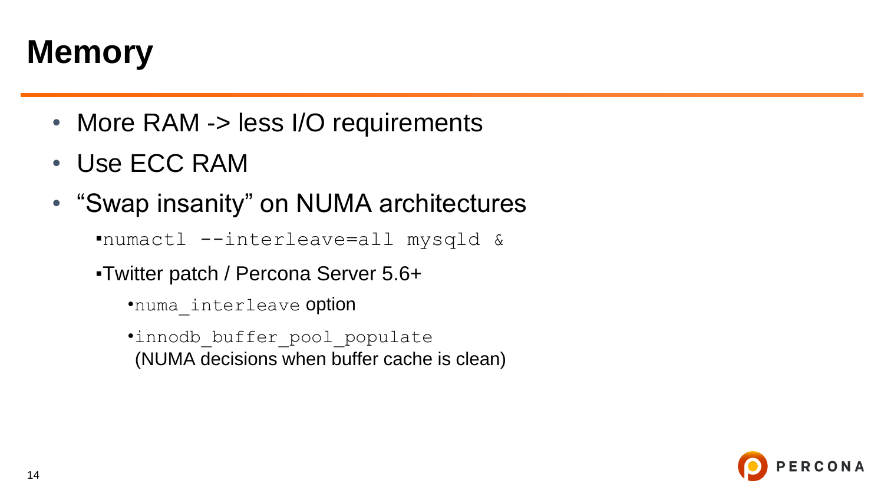# Memory

- More RAM -> less I/O requirements
- Use ECC RAM
- “Swap insanity” on NUMA architectures
  - `numactl --interleave=all mysqld &`
  - Twitter patch / Percona Server 5.6+
    - `numa_interleave` option
    - `innodb_buffer_pool_populate`
      (NUMA decisions when buffer cache is clean)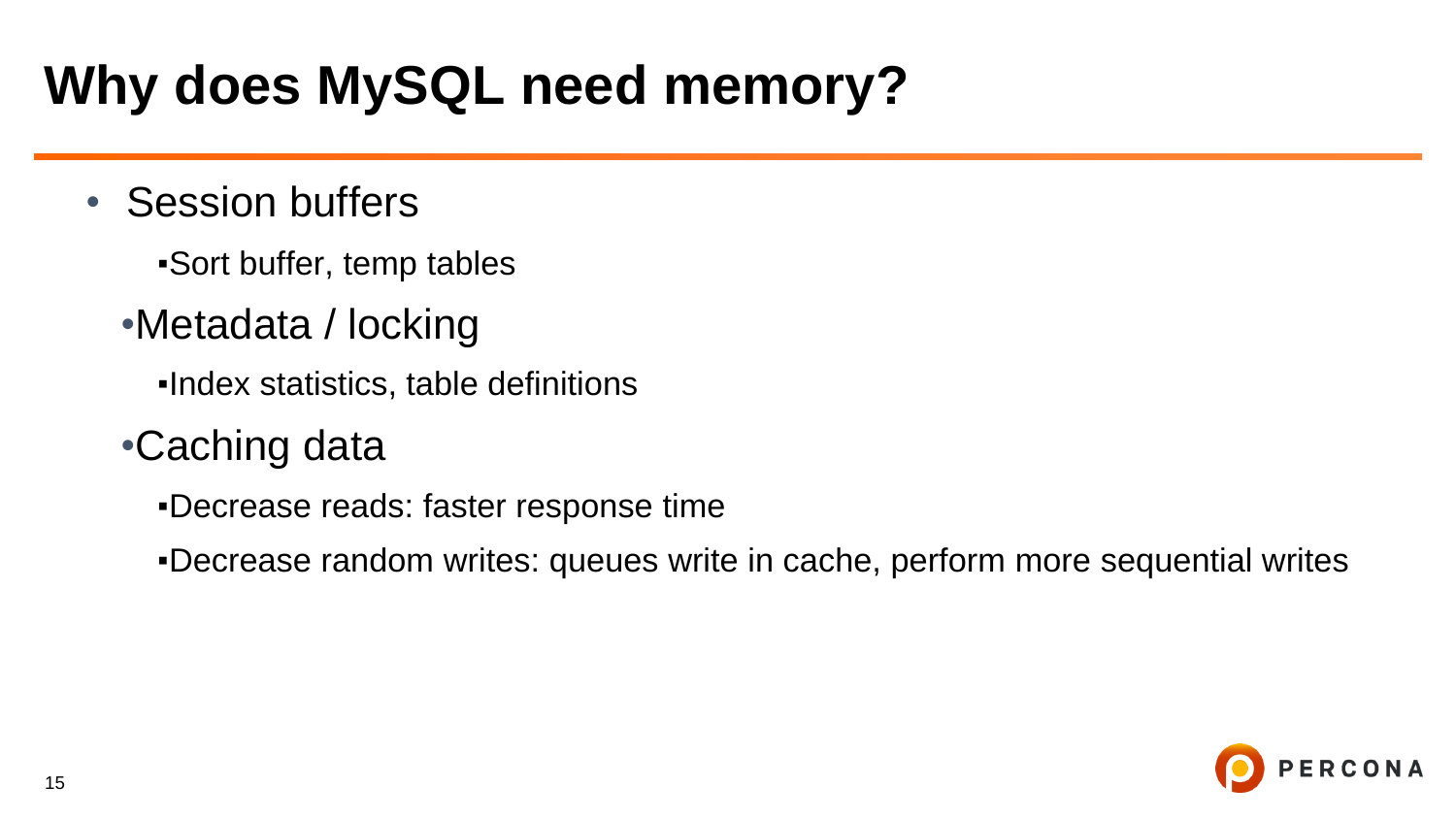# Why does MySQL need memory?

- Session buffers
  - Sort buffer, temp tables
- Metadata / locking
  - Index statistics, table definitions
- Caching data
  - Decrease reads: faster response time
  - Decrease random writes: queues write in cache, perform more sequential writes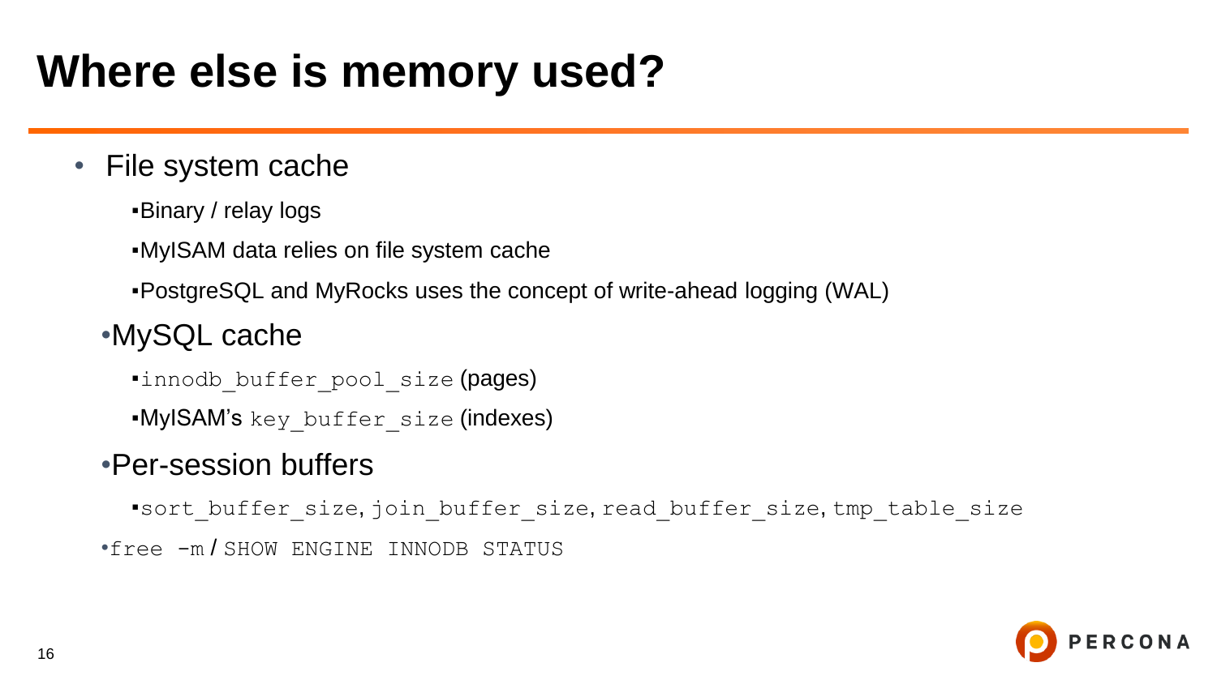# Where else is memory used?

- File system cache
  - Binary / relay logs
  - MyISAM data relies on file system cache
  - PostgreSQL and MyRocks uses the concept of write-ahead logging (WAL)
- MySQL cache
  - `innodb_buffer_pool_size` (pages)
  - MyISAM's `key_buffer_size` (indexes)
- Per-session buffers
  - `sort_buffer_size`, `join_buffer_size`, `read_buffer_size`, `tmp_table_size`
- `free -m` / `SHOW ENGINE INNODB STATUS`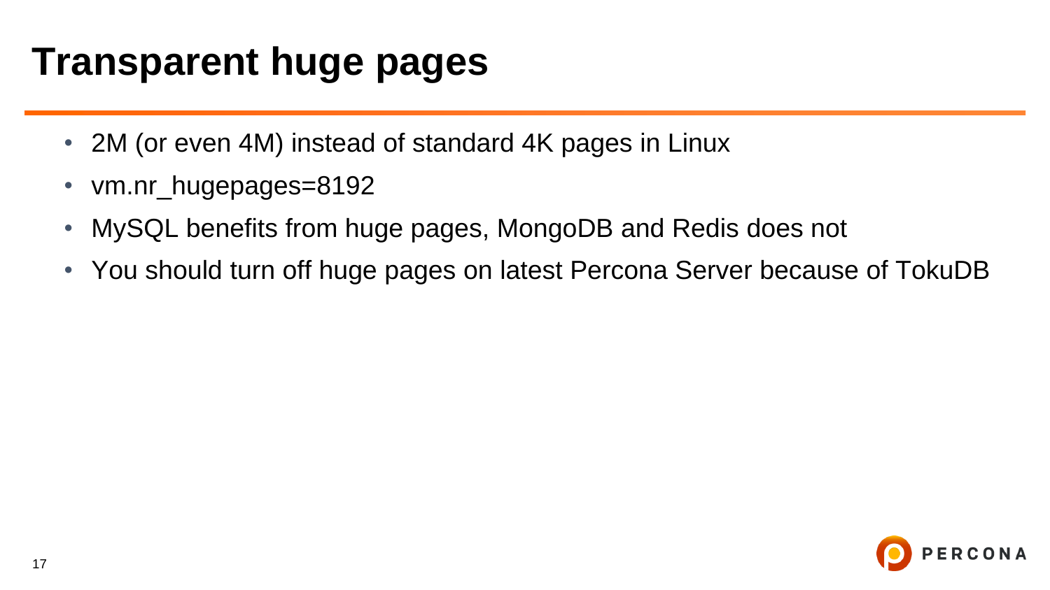# Transparent huge pages

- 2M (or even 4M) instead of standard 4K pages in Linux
- vm.nr_hugepages=8192
- MySQL benefits from huge pages, MongoDB and Redis does not
- You should turn off huge pages on latest Percona Server because of TokuDB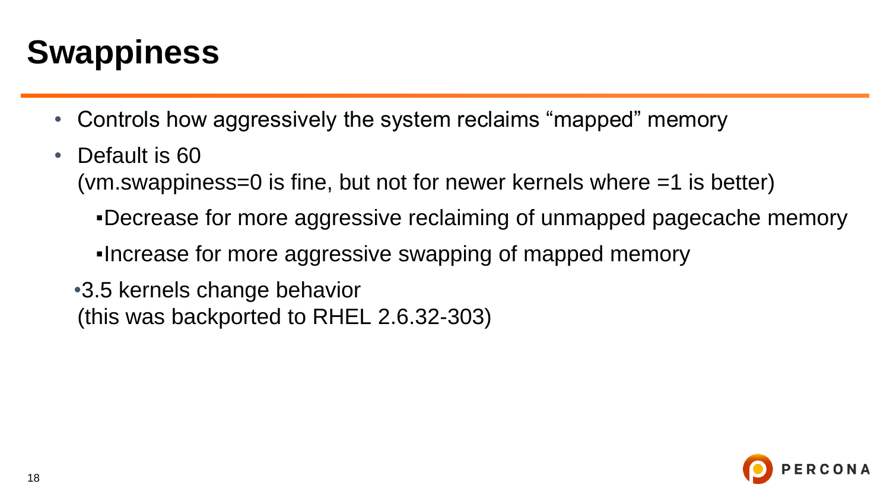# Swappiness

- Controls how aggressively the system reclaims “mapped” memory
- Default is 60
  (vm.swappiness=0 is fine, but not for newer kernels where =1 is better)
  - Decrease for more aggressive reclaiming of unmapped pagecache memory
  - Increase for more aggressive swapping of mapped memory
- 3.5 kernels change behavior
  (this was backported to RHEL 2.6.32-303)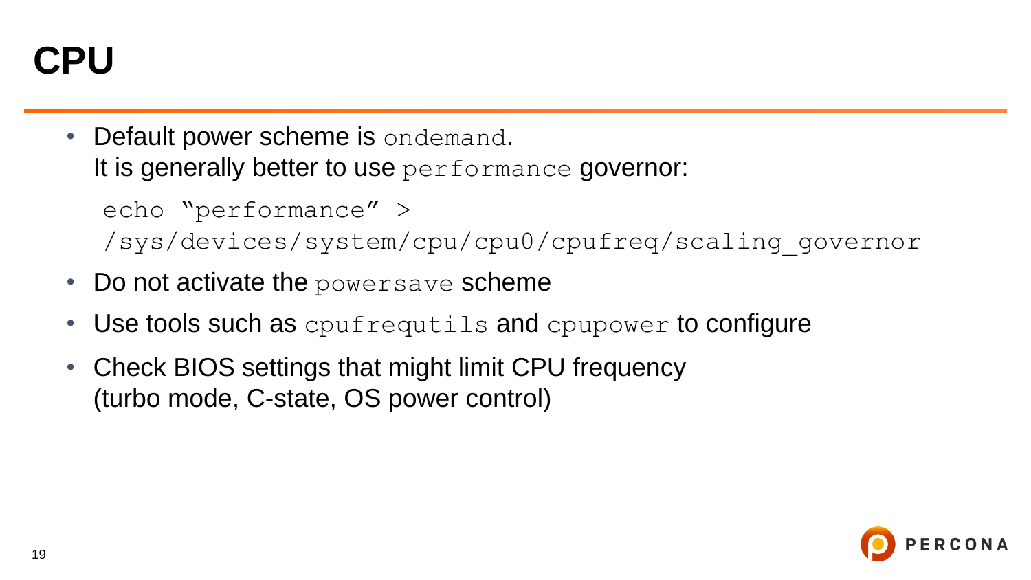# CPU

- Default power scheme is `ondemand`.
  It is generally better to use `performance` governor:

  ```
  echo "performance" >
  /sys/devices/system/cpu/cpu0/cpufreq/scaling_governor
  ```

- Do not activate the `powersave` scheme
- Use tools such as `cpufrequtils` and `cpupower` to configure
- Check BIOS settings that might limit CPU frequency
  (turbo mode, C-state, OS power control)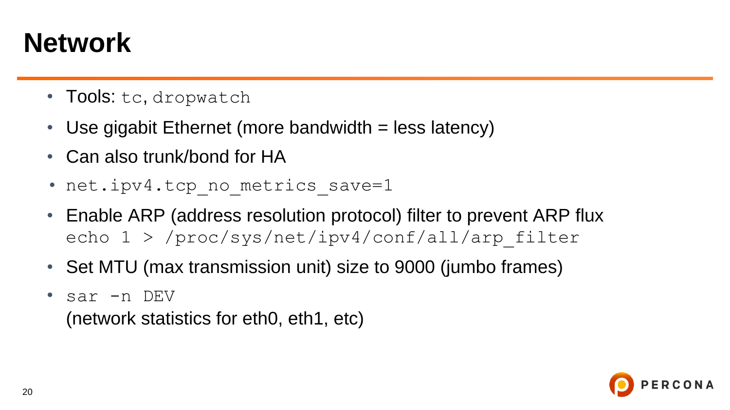# Network

- Tools: `tc`, `dropwatch`
- Use gigabit Ethernet (more bandwidth = less latency)
- Can also trunk/bond for HA
- `net.ipv4.tcp_no_metrics_save=1`
- Enable ARP (address resolution protocol) filter to prevent ARP flux
  `echo 1 > /proc/sys/net/ipv4/conf/all/arp_filter`
- Set MTU (max transmission unit) size to 9000 (jumbo frames)
- `sar -n DEV`
  (network statistics for eth0, eth1, etc)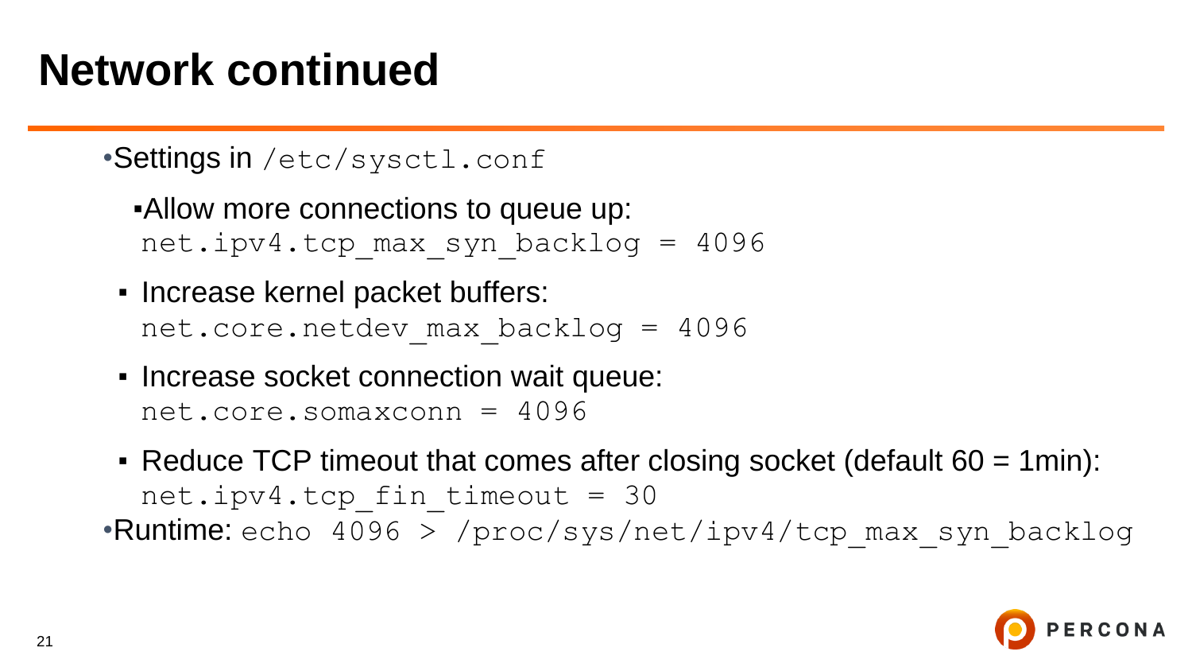# Network continued

- Settings in `/etc/sysctl.conf`
  - Allow more connections to queue up:
    `net.ipv4.tcp_max_syn_backlog = 4096`
  - Increase kernel packet buffers:
    `net.core.netdev_max_backlog = 4096`
  - Increase socket connection wait queue:
    `net.core.somaxconn = 4096`
  - Reduce TCP timeout that comes after closing socket (default 60 = 1min):
    `net.ipv4.tcp_fin_timeout = 30`
- Runtime: `echo 4096 > /proc/sys/net/ipv4/tcp_max_syn_backlog`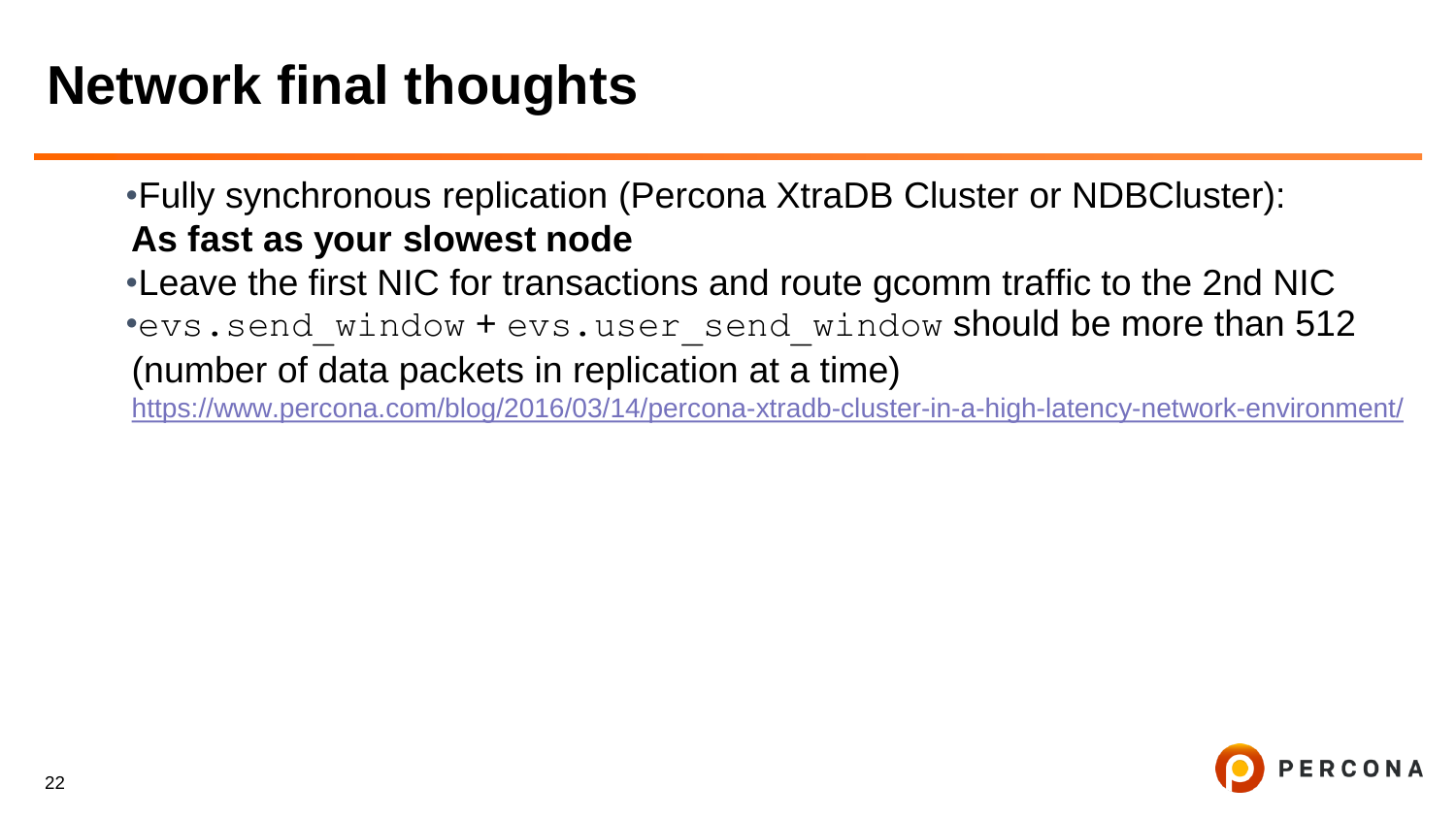# Network final thoughts

- Fully synchronous replication (Percona XtraDB Cluster or NDBCluster): **As fast as your slowest node**
- Leave the first NIC for transactions and route gcomm traffic to the 2nd NIC
- `evs.send_window` + `evs.user_send_window` should be more than 512 (number of data packets in replication at a time)
  https://www.percona.com/blog/2016/03/14/percona-xtradb-cluster-in-a-high-latency-network-environment/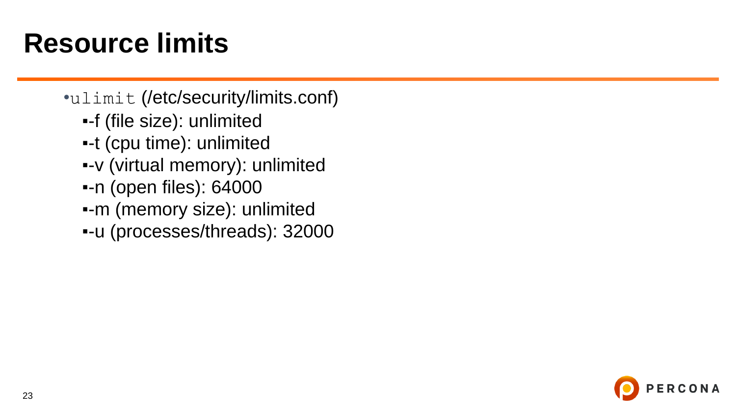# Resource limits

- `ulimit` (/etc/security/limits.conf)
  - -f (file size): unlimited
  - -t (cpu time): unlimited
  - -v (virtual memory): unlimited
  - -n (open files): 64000
  - -m (memory size): unlimited
  - -u (processes/threads): 32000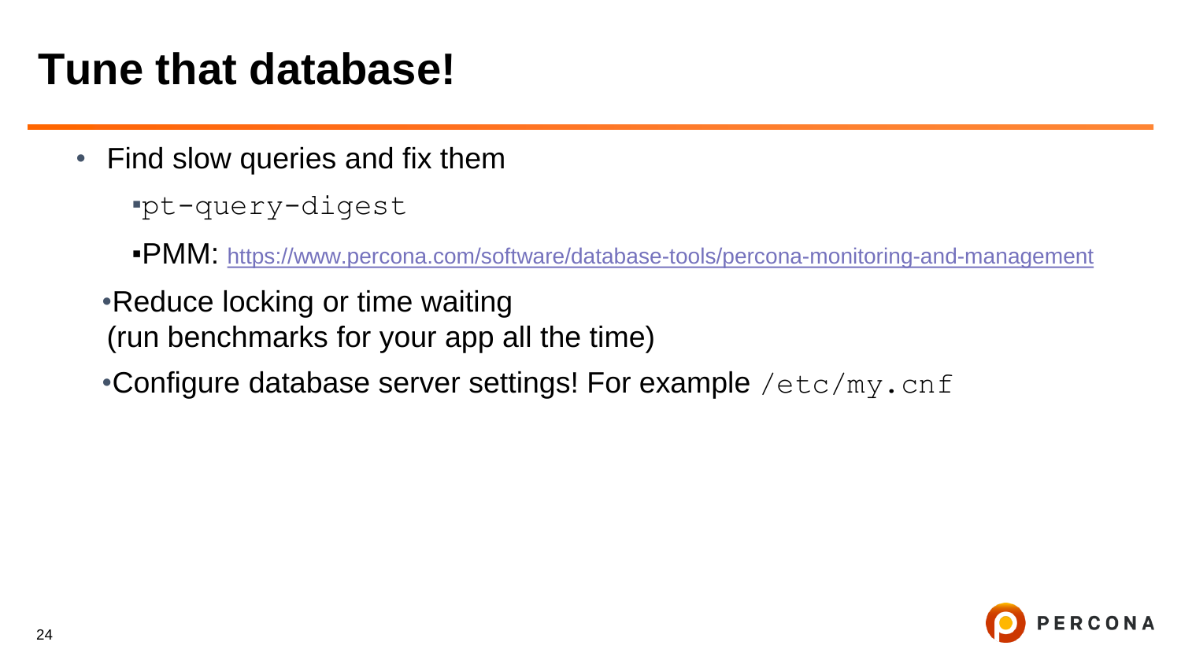# Tune that database!

- Find slow queries and fix them
  - `pt-query-digest`
  - PMM: https://www.percona.com/software/database-tools/percona-monitoring-and-management
- Reduce locking or time waiting
  (run benchmarks for your app all the time)
- Configure database server settings! For example `/etc/my.cnf`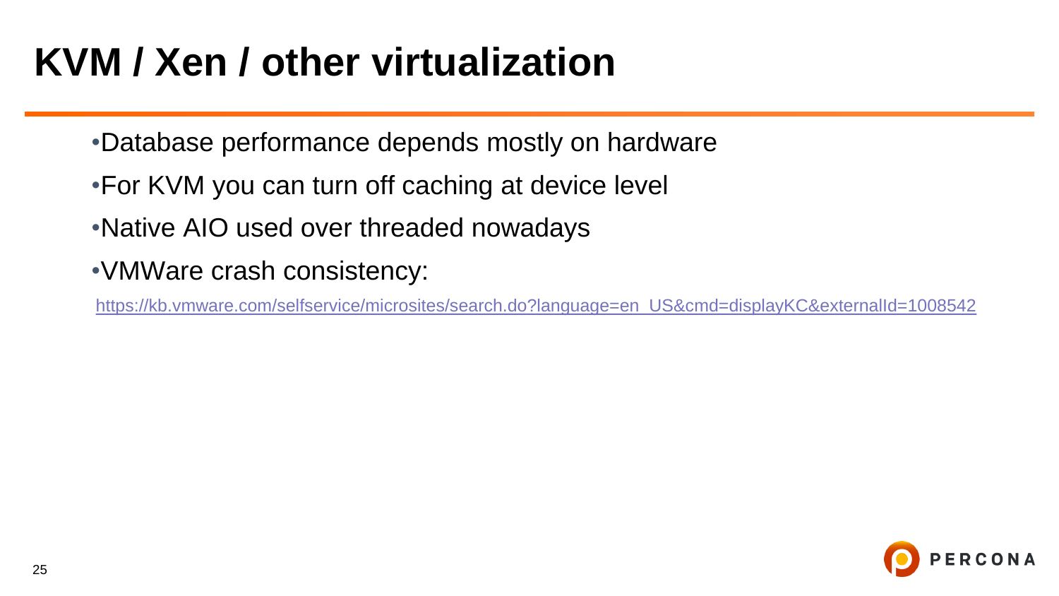# KVM / Xen / other virtualization

- Database performance depends mostly on hardware
- For KVM you can turn off caching at device level
- Native AIO used over threaded nowadays
- VMWare crash consistency:

https://kb.vmware.com/selfservice/microsites/search.do?language=en_US&cmd=displayKC&externalId=1008542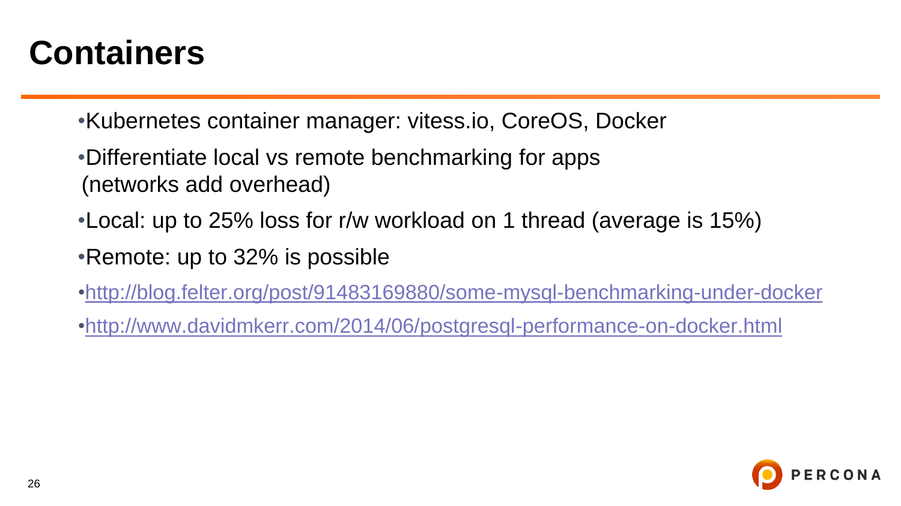# Containers

- Kubernetes container manager: vitess.io, CoreOS, Docker
- Differentiate local vs remote benchmarking for apps (networks add overhead)
- Local: up to 25% loss for r/w workload on 1 thread (average is 15%)
- Remote: up to 32% is possible
- [http://blog.felter.org/post/91483169880/some-mysql-benchmarking-under-docker](http://blog.felter.org/post/91483169880/some-mysql-benchmarking-under-docker)
- [http://www.davidmkerr.com/2014/06/postgresql-performance-on-docker.html](http://www.davidmkerr.com/2014/06/postgresql-performance-on-docker.html)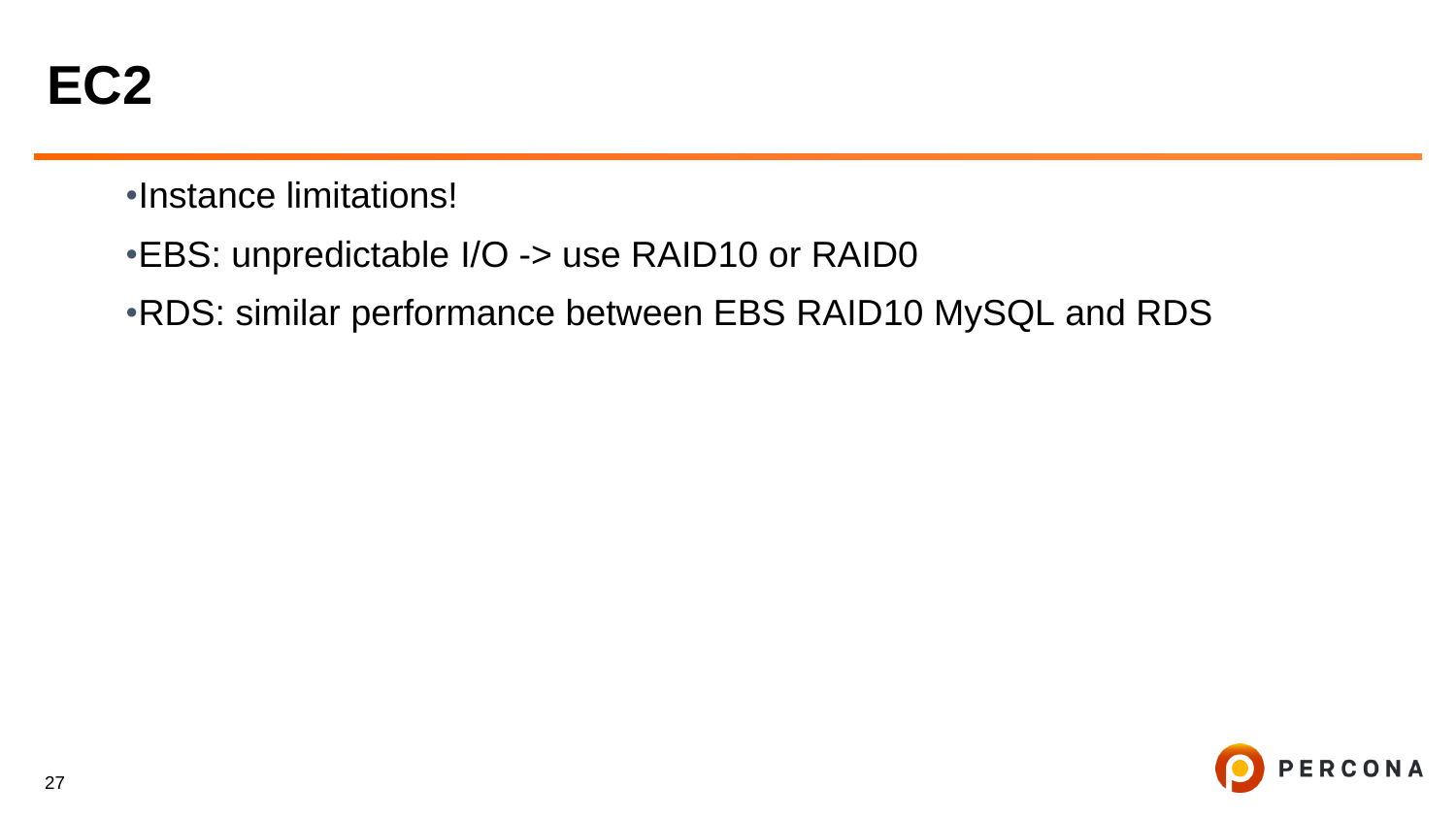# EC2

- Instance limitations!
- EBS: unpredictable I/O -> use RAID10 or RAID0
- RDS: similar performance between EBS RAID10 MySQL and RDS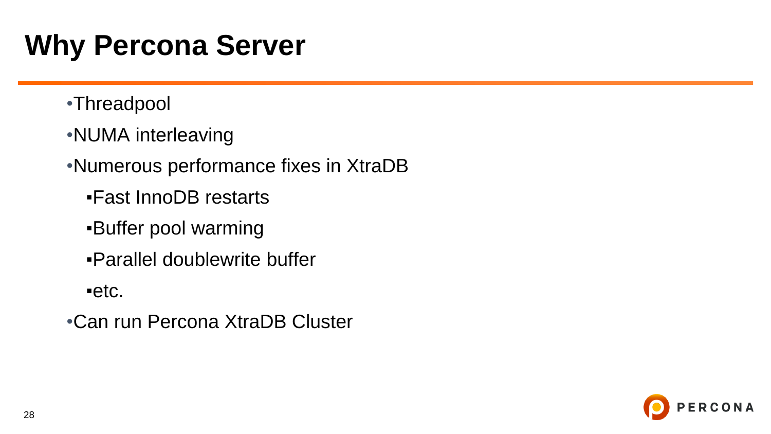# Why Percona Server

- Threadpool
- NUMA interleaving
- Numerous performance fixes in XtraDB
    - Fast InnoDB restarts
    - Buffer pool warming
    - Parallel doublewrite buffer
    - etc.
- Can run Percona XtraDB Cluster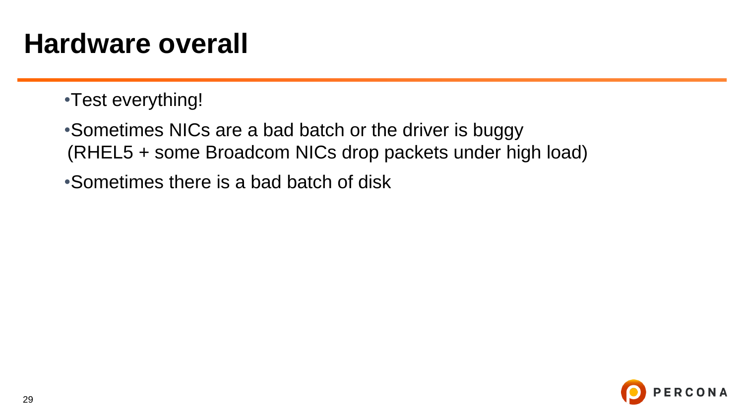# Hardware overall

- Test everything!
- Sometimes NICs are a bad batch or the driver is buggy (RHEL5 + some Broadcom NICs drop packets under high load)
- Sometimes there is a bad batch of disk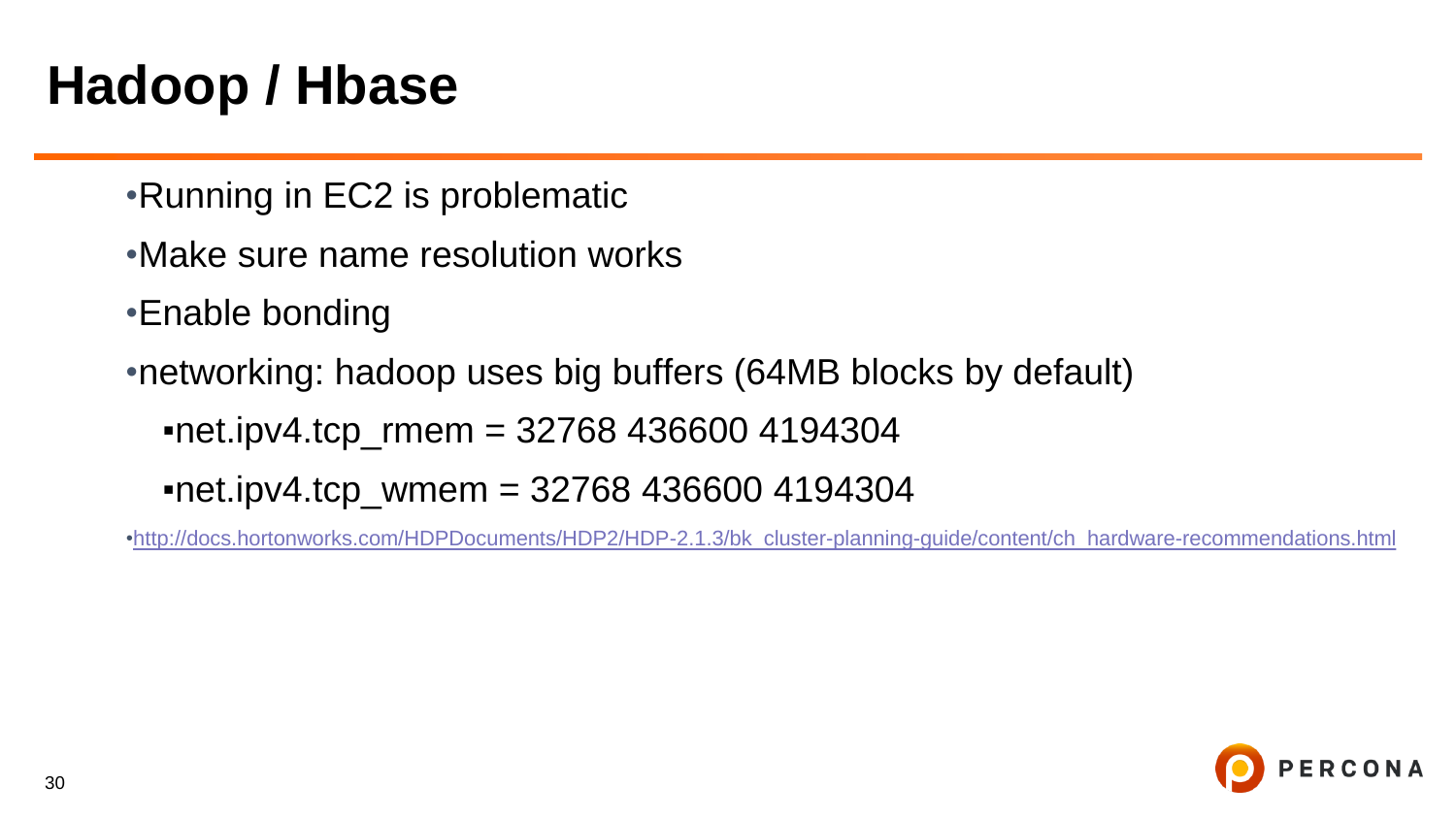# Hadoop / Hbase

- Running in EC2 is problematic
- Make sure name resolution works
- Enable bonding
- networking: hadoop uses big buffers (64MB blocks by default)
  - net.ipv4.tcp_rmem = 32768 436600 4194304
  - net.ipv4.tcp_wmem = 32768 436600 4194304
- http://docs.hortonworks.com/HDPDocuments/HDP2/HDP-2.1.3/bk_cluster-planning-guide/content/ch_hardware-recommendations.html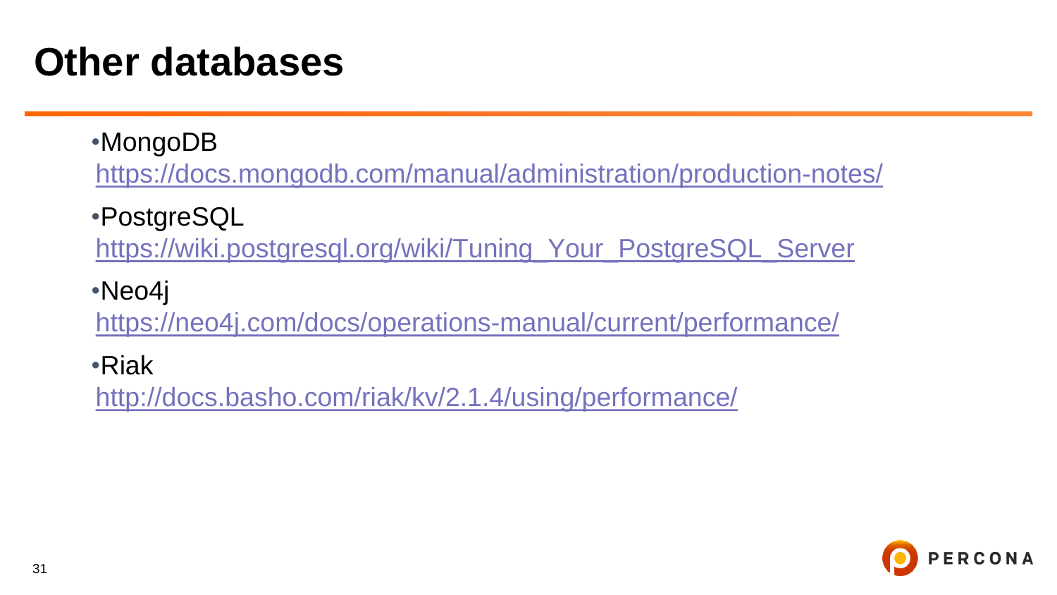# Other databases

- MongoDB
  https://docs.mongodb.com/manual/administration/production-notes/
- PostgreSQL
  https://wiki.postgresql.org/wiki/Tuning_Your_PostgreSQL_Server
- Neo4j
  https://neo4j.com/docs/operations-manual/current/performance/
- Riak
  http://docs.basho.com/riak/kv/2.1.4/using/performance/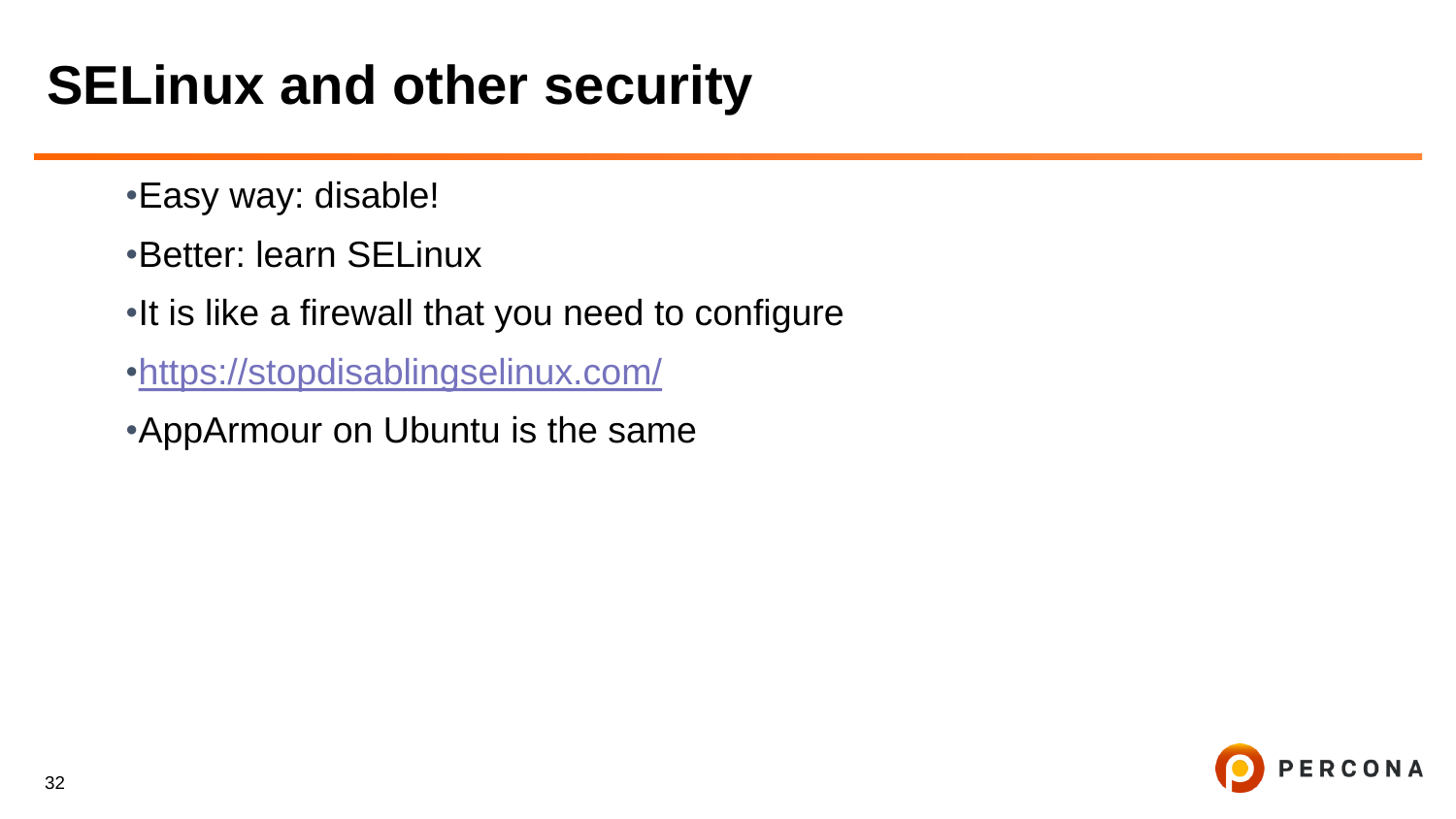# SELinux and other security

- Easy way: disable!
- Better: learn SELinux
- It is like a firewall that you need to configure
- [https://stopdisablingselinux.com/](https://stopdisablingselinux.com/)
- AppArmour on Ubuntu is the same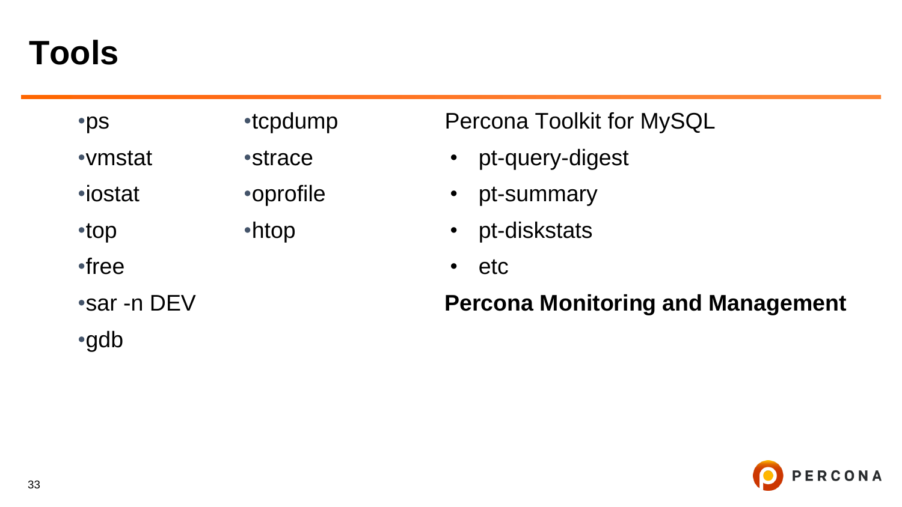# Tools

- ps
- vmstat
- iostat
- top
- free
- sar -n DEV
- gdb

- tcpdump
- strace
- oprofile
- htop

Percona Toolkit for MySQL

- pt-query-digest
- pt-summary
- pt-diskstats
- etc

**Percona Monitoring and Management**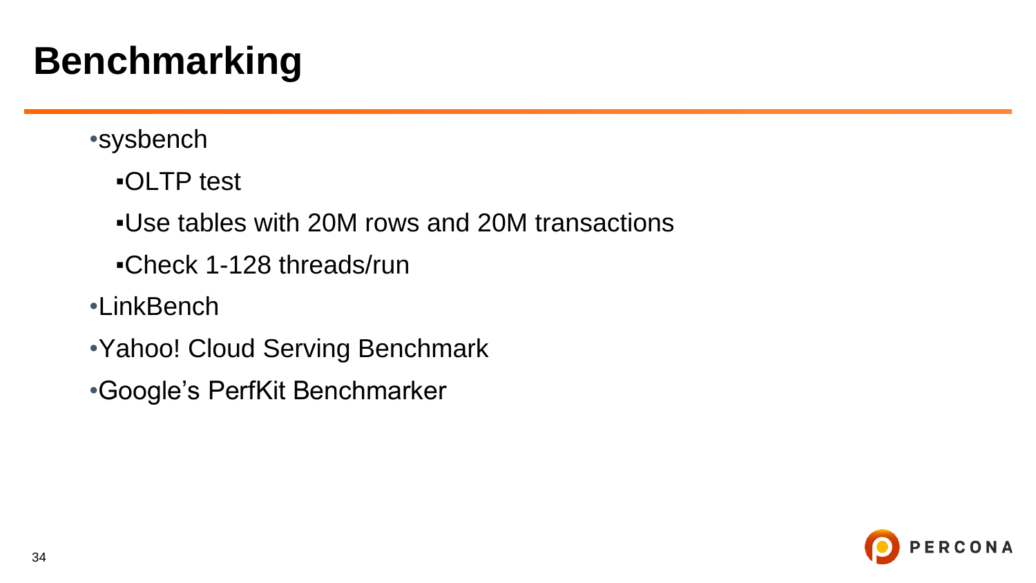# Benchmarking

- sysbench
  - OLTP test
  - Use tables with 20M rows and 20M transactions
  - Check 1-128 threads/run
- LinkBench
- Yahoo! Cloud Serving Benchmark
- Google's PerfKit Benchmarker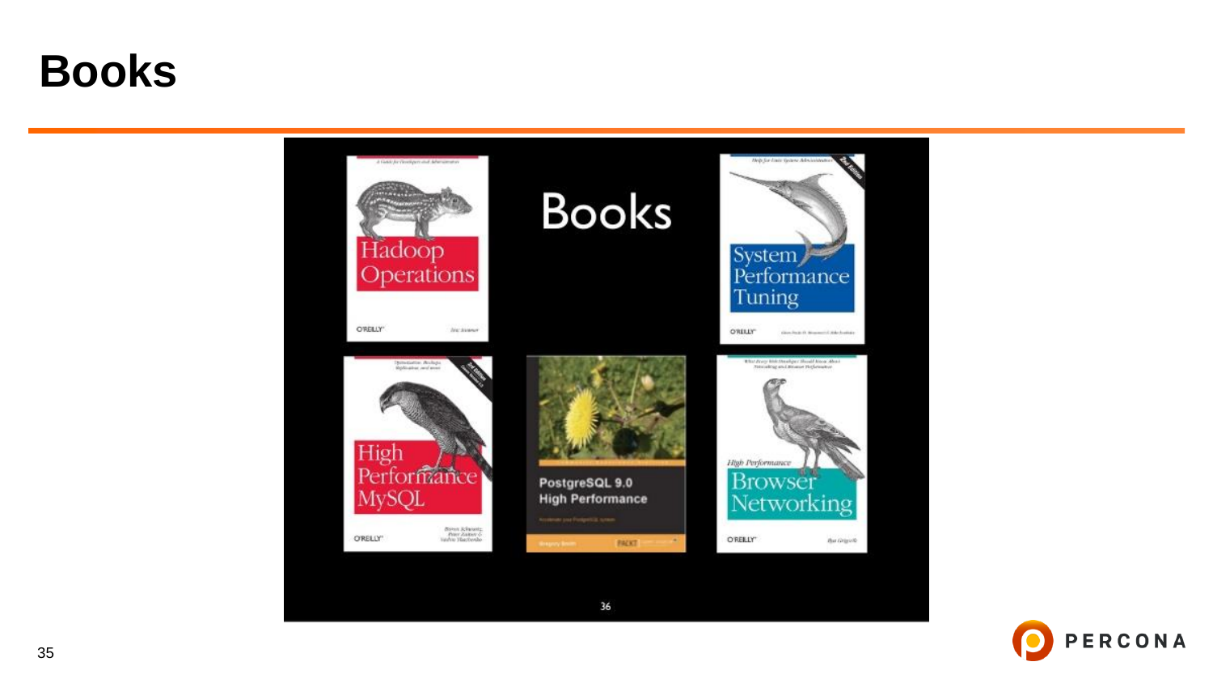# Books

Books

Hadoop Operations

System Performance Tuning

High Performance MySQL

PostgreSQL 9.0 High Performance

High Performance Browser Networking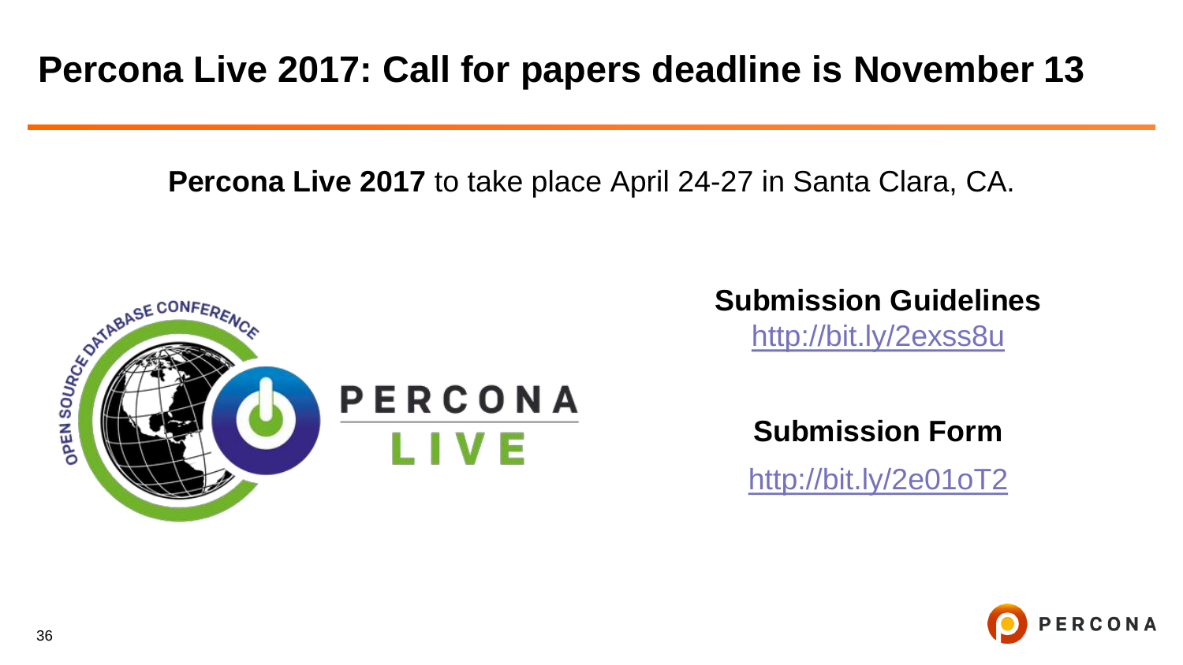# Percona Live 2017: Call for papers deadline is November 13

**Percona Live 2017** to take place April 24-27 in Santa Clara, CA.

**Submission Guidelines**

http://bit.ly/2exss8u

**Submission Form**

http://bit.ly/2e01oT2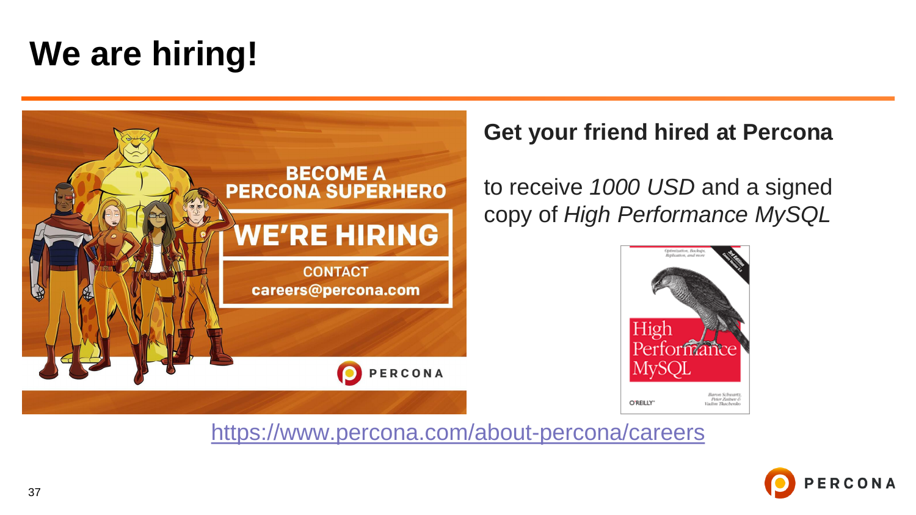# We are hiring!

BECOME A PERCONA SUPERHERO

WE'RE HIRING

CONTACT
careers@percona.com

**Get your friend hired at Percona**

to receive *1000 USD* and a signed copy of *High Performance MySQL*

https://www.percona.com/about-percona/careers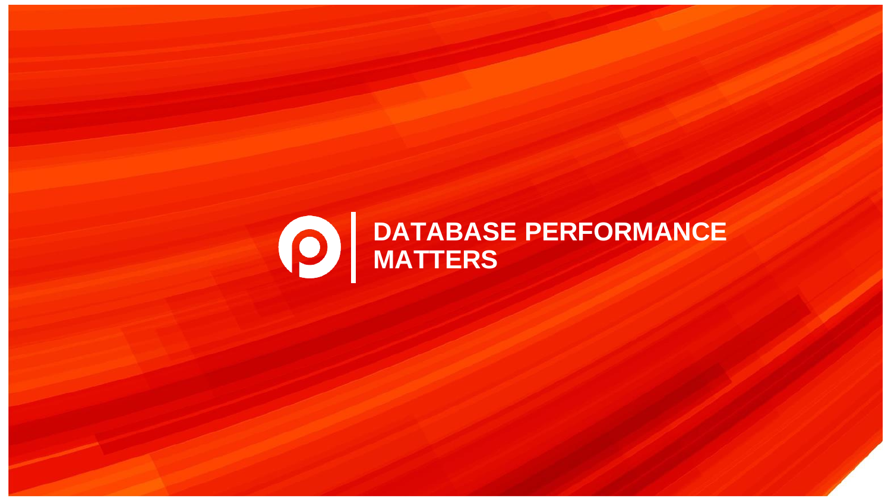# DATABASE PERFORMANCE MATTERS